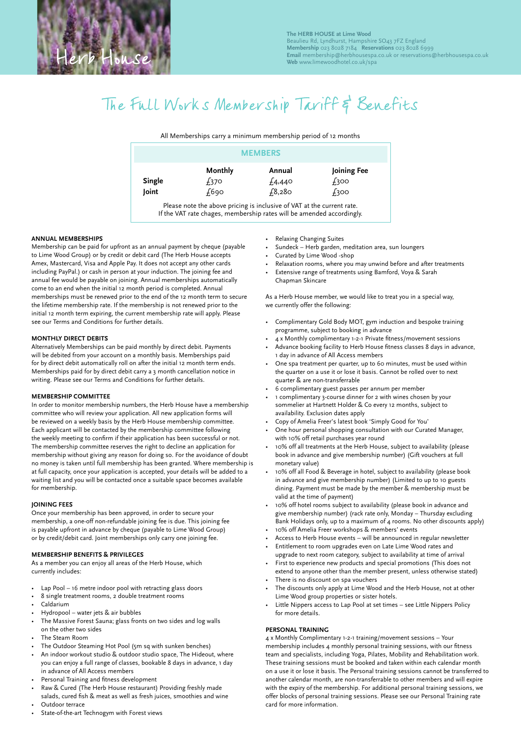Herb House

**The HERB HOUSE at Lime Wood**
Beaulieu Rd, Lyndhurst, Hampshire SO43 7FZ England
**Membership** 023 8028 7184 **Reservations** 023 8028 6999
**Email** membership@herbhousespa.co.uk or reservations@herbhousespa.co.uk
**Web** www.limewoodhotel.co.uk/spa

# The Full Works Membership Tariff & Benefits

All Memberships carry a minimum membership period of 12 months

| MEMBERS | Monthly | Annual | Joining Fee |
|---|---|---|---|
| **Single** | £370 | £4,440 | £300 |
| **Joint** | £690 | £8,280 | £300 |

Please note the above pricing is inclusive of VAT at the current rate.
If the VAT rate chages, membership rates will be amended accordingly.

### ANNUAL MEMBERSHIPS

Membership can be paid for upfront as an annual payment by cheque (payable to Lime Wood Group) or by credit or debit card (The Herb House accepts Amex, Mastercard, Visa and Apple Pay. It does not accept any other cards including PayPal.) or cash in person at your induction. The joining fee and annual fee would be payable on joining. Annual memberships automatically come to an end when the initial 12 month period is completed. Annual memberships must be renewed prior to the end of the 12 month term to secure the lifetime membership rate. If the membership is not renewed prior to the initial 12 month term expiring, the current membership rate will apply. Please see our Terms and Conditions for further details.

### MONTHLY DIRECT DEBITS

Alternatively Memberships can be paid monthly by direct debit. Payments will be debited from your account on a monthly basis. Memberships paid for by direct debit automatically roll on after the initial 12 month term ends. Memberships paid for by direct debit carry a 3 month cancellation notice in writing. Please see our Terms and Conditions for further details.

### MEMBERSHIP COMMITTEE

In order to monitor membership numbers, the Herb House have a membership committee who will review your application. All new application forms will be reviewed on a weekly basis by the Herb House membership committee. Each applicant will be contacted by the membership committee following the weekly meeting to confirm if their application has been successful or not. The membership committee reserves the right to decline an application for membership without giving any reason for doing so. For the avoidance of doubt no money is taken until full membership has been granted. Where membership is at full capacity, once your application is accepted, your details will be added to a waiting list and you will be contacted once a suitable space becomes available for membership.

### JOINING FEES

Once your membership has been approved, in order to secure your membership, a one-off non-refundable joining fee is due. This joining fee is payable upfront in advance by cheque (payable to Lime Wood Group) or by credit/debit card. Joint memberships only carry one joining fee.

### MEMBERSHIP BENEFITS & PRIVILEGES

As a member you can enjoy all areas of the Herb House, which currently includes:

- Lap Pool – 16 metre indoor pool with retracting glass doors
- 8 single treatment rooms, 2 double treatment rooms
- Caldarium
- Hydropool – water jets & air bubbles
- The Massive Forest Sauna; glass fronts on two sides and log walls on the other two sides
- The Steam Room
- The Outdoor Steaming Hot Pool (5m sq with sunken benches)
- An indoor workout studio & outdoor studio space, The Hideout, where you can enjoy a full range of classes, bookable 8 days in advance, 1 day in advance of All Access members
- Personal Training and fitness development
- Raw & Cured (The Herb House restaurant) Providing freshly made salads, cured fish & meat as well as fresh juices, smoothies and wine
- Outdoor terrace
- State-of-the-art Technogym with Forest views
- Relaxing Changing Suites
- Sundeck – Herb garden, meditation area, sun loungers
- Curated by Lime Wood -shop
- Relaxation rooms, where you may unwind before and after treatments
- Extensive range of treatments using Bamford, Voya & Sarah Chapman Skincare

As a Herb House member, we would like to treat you in a special way, we currently offer the following:

- Complimentary Gold Body MOT, gym induction and bespoke training programme, subject to booking in advance
- 4 x Monthly complimentary 1-2-1 Private fitness/movement sessions
- Advance booking facility to Herb House fitness classes 8 days in advance, 1 day in advance of All Access members
- One spa treatment per quarter, up to 60 minutes, must be used within the quarter on a use it or lose it basis. Cannot be rolled over to next quarter & are non-transferrable
- 6 complimentary guest passes per annum per member
- 1 complimentary 3-course dinner for 2 with wines chosen by your sommelier at Hartnett Holder & Co every 12 months, subject to availability. Exclusion dates apply
- Copy of Amelia Freer's latest book 'Simply Good for You'
- One hour personal shopping consultation with our Curated Manager, with 10% off retail purchases year round
- 10% off all treatments at the Herb House, subject to availability (please book in advance and give membership number) (Gift vouchers at full monetary value)
- 10% off all Food & Beverage in hotel, subject to availability (please book in advance and give membership number) (Limited to up to 10 guests dining. Payment must be made by the member & membership must be valid at the time of payment)
- 10% off hotel rooms subject to availability (please book in advance and give membership number) (rack rate only, Monday – Thursday excluding Bank Holidays only, up to a maximum of 4 rooms. No other discounts apply)
- 10% off Amelia Freer workshops & members' events
- Access to Herb House events – will be announced in regular newsletter
- Entitlement to room upgrades even on Late Lime Wood rates and upgrade to next room category, subject to availability at time of arrival
- First to experience new products and special promotions (This does not extend to anyone other than the member present, unless otherwise stated)
- There is no discount on spa vouchers
- The discounts only apply at Lime Wood and the Herb House, not at other Lime Wood group properties or sister hotels.
- Little Nippers access to Lap Pool at set times – see Little Nippers Policy for more details.

### PERSONAL TRAINING

4 x Monthly Complimentary 1-2-1 training/movement sessions – Your membership includes 4 monthly personal training sessions, with our fitness team and specialists, including Yoga, Pilates, Mobility and Rehabilitation work. These training sessions must be booked and taken within each calendar month on a use it or lose it basis. The Personal training sessions cannot be transferred to another calendar month, are non-transferrable to other members and will expire with the expiry of the membership. For additional personal training sessions, we offer blocks of personal training sessions. Please see our Personal Training rate card for more information.